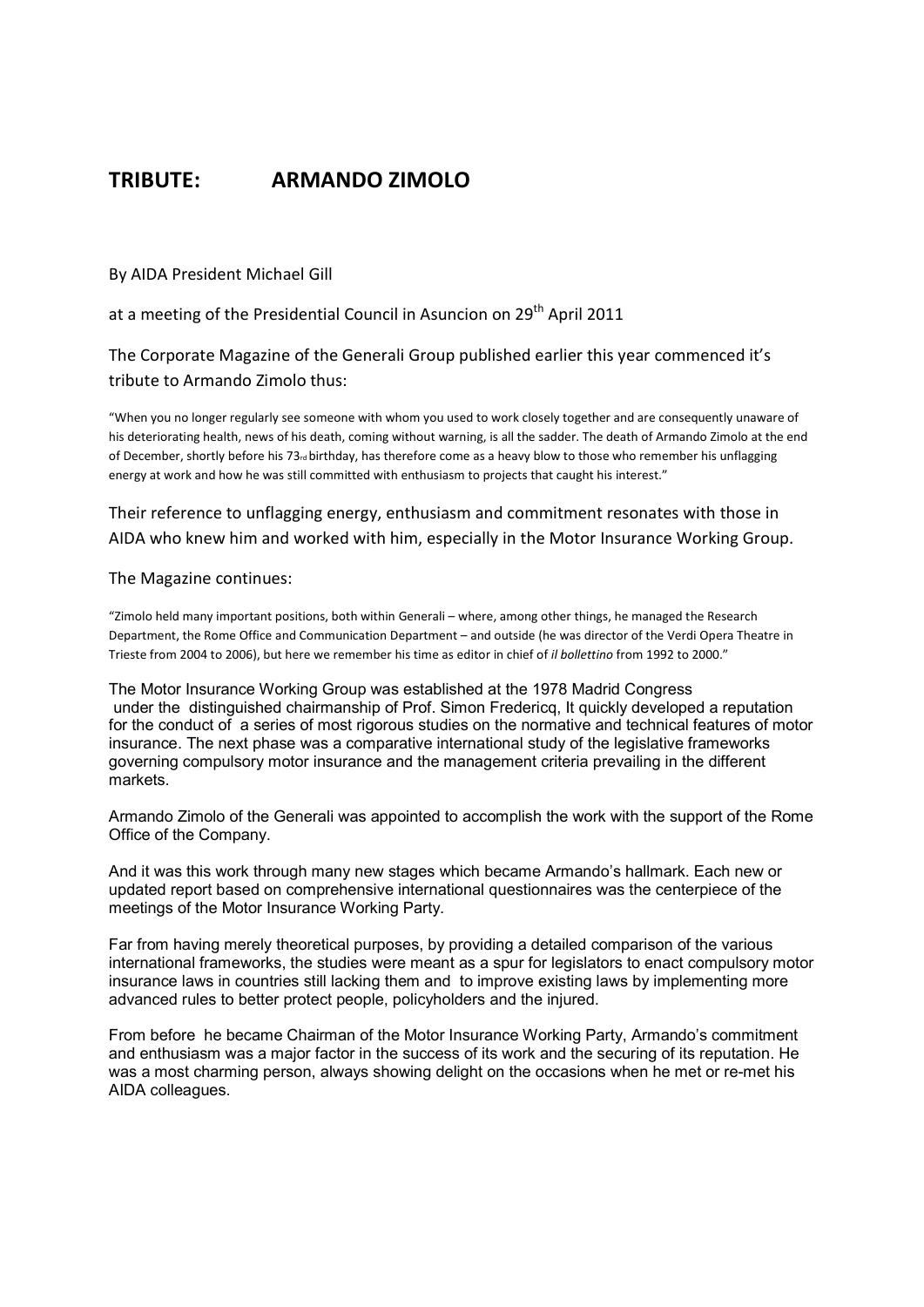# TRIBUTE: ARMANDO ZIMOLO

By AIDA President Michael Gill

at a meeting of the Presidential Council in Asuncion on 29th April 2011

The Corporate Magazine of the Generali Group published earlier this year commenced it's tribute to Armando Zimolo thus:

"When you no longer regularly see someone with whom you used to work closely together and are consequently unaware of his deteriorating health, news of his death, coming without warning, is all the sadder. The death of Armando Zimolo at the end of December, shortly before his 73rd birthday, has therefore come as a heavy blow to those who remember his unflagging energy at work and how he was still committed with enthusiasm to projects that caught his interest."

Their reference to unflagging energy, enthusiasm and commitment resonates with those in AIDA who knew him and worked with him, especially in the Motor Insurance Working Group.

The Magazine continues:

"Zimolo held many important positions, both within Generali – where, among other things, he managed the Research Department, the Rome Office and Communication Department – and outside (he was director of the Verdi Opera Theatre in Trieste from 2004 to 2006), but here we remember his time as editor in chief of *il bollettino* from 1992 to 2000."

The Motor Insurance Working Group was established at the 1978 Madrid Congress under the distinguished chairmanship of Prof. Simon Fredericq, It quickly developed a reputation for the conduct of a series of most rigorous studies on the normative and technical features of motor insurance. The next phase was a comparative international study of the legislative frameworks governing compulsory motor insurance and the management criteria prevailing in the different markets.

Armando Zimolo of the Generali was appointed to accomplish the work with the support of the Rome Office of the Company.

And it was this work through many new stages which became Armando's hallmark. Each new or updated report based on comprehensive international questionnaires was the centerpiece of the meetings of the Motor Insurance Working Party.

Far from having merely theoretical purposes, by providing a detailed comparison of the various international frameworks, the studies were meant as a spur for legislators to enact compulsory motor insurance laws in countries still lacking them and to improve existing laws by implementing more advanced rules to better protect people, policyholders and the injured.

From before he became Chairman of the Motor Insurance Working Party, Armando's commitment and enthusiasm was a major factor in the success of its work and the securing of its reputation. He was a most charming person, always showing delight on the occasions when he met or re-met his AIDA colleagues.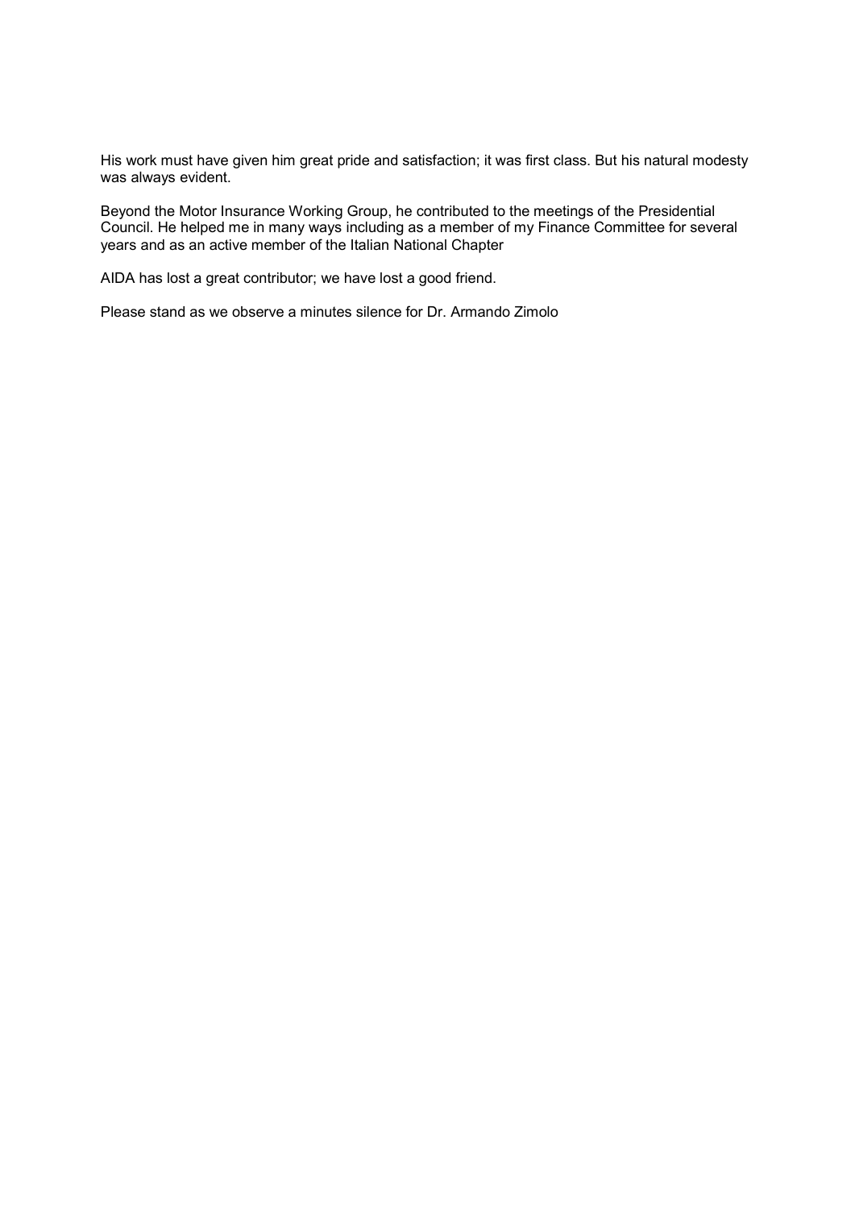His work must have given him great pride and satisfaction; it was first class. But his natural modesty was always evident.

Beyond the Motor Insurance Working Group, he contributed to the meetings of the Presidential Council. He helped me in many ways including as a member of my Finance Committee for several years and as an active member of the Italian National Chapter

AIDA has lost a great contributor; we have lost a good friend.

Please stand as we observe a minutes silence for Dr. Armando Zimolo